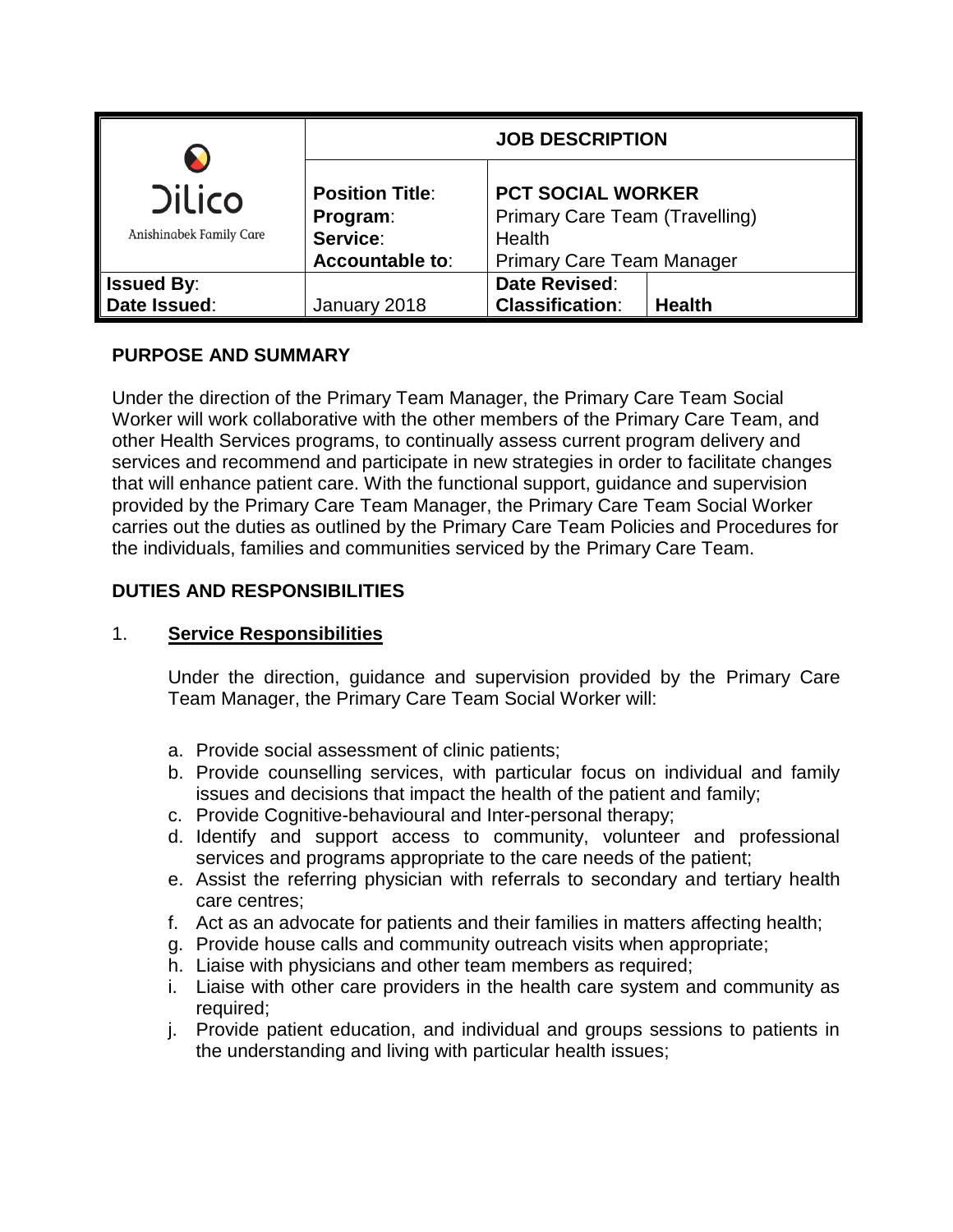| Dilico Anishinabek Family Care | **JOB DESCRIPTION** | | |
|---|---|---|---|
| | **Position Title**:<br>**Program**:<br>**Service**:<br>**Accountable to**: | **PCT SOCIAL WORKER**<br>Primary Care Team (Travelling)<br>Health<br>Primary Care Team Manager | |
| **Issued By**:<br>**Date Issued**: | January 2018 | **Date Revised**:<br>**Classification**: | **Health** |

## PURPOSE AND SUMMARY

Under the direction of the Primary Team Manager, the Primary Care Team Social Worker will work collaborative with the other members of the Primary Care Team, and other Health Services programs, to continually assess current program delivery and services and recommend and participate in new strategies in order to facilitate changes that will enhance patient care. With the functional support, guidance and supervision provided by the Primary Care Team Manager, the Primary Care Team Social Worker carries out the duties as outlined by the Primary Care Team Policies and Procedures for the individuals, families and communities serviced by the Primary Care Team.

## DUTIES AND RESPONSIBILITIES

### 1. Service Responsibilities

Under the direction, guidance and supervision provided by the Primary Care Team Manager, the Primary Care Team Social Worker will:

a. Provide social assessment of clinic patients;
b. Provide counselling services, with particular focus on individual and family issues and decisions that impact the health of the patient and family;
c. Provide Cognitive-behavioural and Inter-personal therapy;
d. Identify and support access to community, volunteer and professional services and programs appropriate to the care needs of the patient;
e. Assist the referring physician with referrals to secondary and tertiary health care centres;
f. Act as an advocate for patients and their families in matters affecting health;
g. Provide house calls and community outreach visits when appropriate;
h. Liaise with physicians and other team members as required;
i. Liaise with other care providers in the health care system and community as required;
j. Provide patient education, and individual and groups sessions to patients in the understanding and living with particular health issues;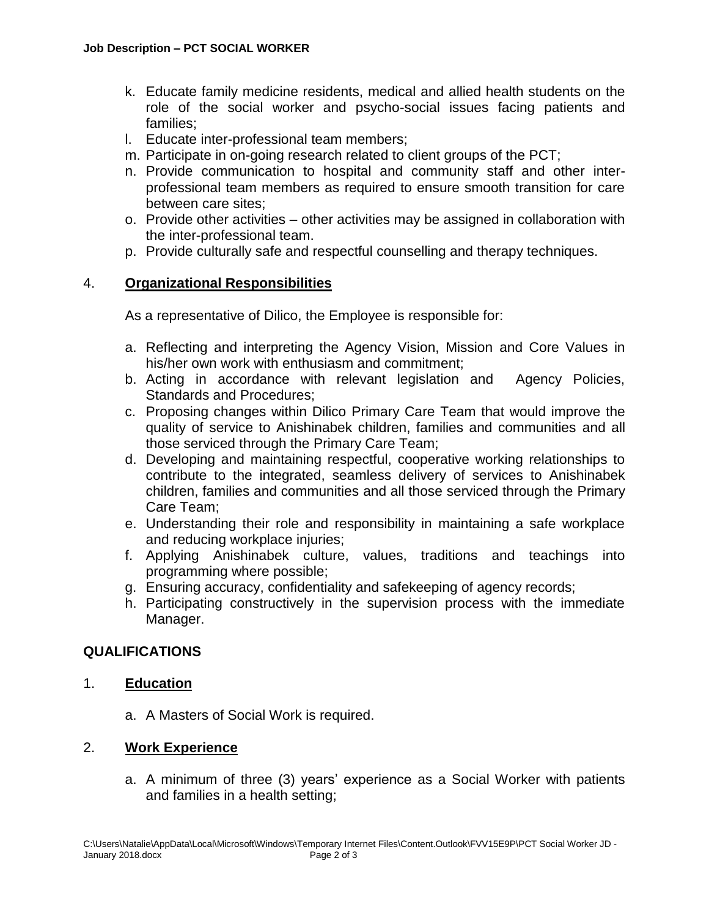k. Educate family medicine residents, medical and allied health students on the role of the social worker and psycho-social issues facing patients and families;
l. Educate inter-professional team members;
m. Participate in on-going research related to client groups of the PCT;
n. Provide communication to hospital and community staff and other inter-professional team members as required to ensure smooth transition for care between care sites;
o. Provide other activities – other activities may be assigned in collaboration with the inter-professional team.
p. Provide culturally safe and respectful counselling and therapy techniques.

4. **Organizational Responsibilities**

As a representative of Dilico, the Employee is responsible for:

a. Reflecting and interpreting the Agency Vision, Mission and Core Values in his/her own work with enthusiasm and commitment;
b. Acting in accordance with relevant legislation and Agency Policies, Standards and Procedures;
c. Proposing changes within Dilico Primary Care Team that would improve the quality of service to Anishinabek children, families and communities and all those serviced through the Primary Care Team;
d. Developing and maintaining respectful, cooperative working relationships to contribute to the integrated, seamless delivery of services to Anishinabek children, families and communities and all those serviced through the Primary Care Team;
e. Understanding their role and responsibility in maintaining a safe workplace and reducing workplace injuries;
f. Applying Anishinabek culture, values, traditions and teachings into programming where possible;
g. Ensuring accuracy, confidentiality and safekeeping of agency records;
h. Participating constructively in the supervision process with the immediate Manager.

## QUALIFICATIONS

1. **Education**

a. A Masters of Social Work is required.

2. **Work Experience**

a. A minimum of three (3) years' experience as a Social Worker with patients and families in a health setting;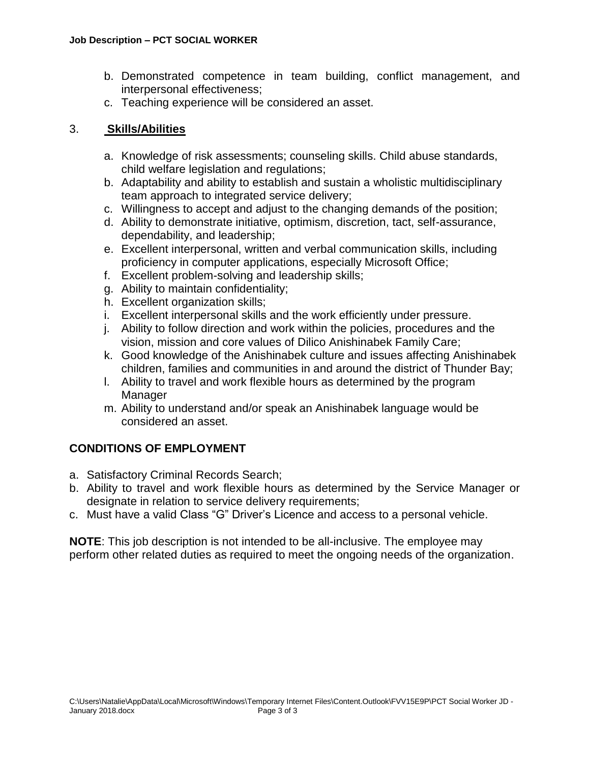b. Demonstrated competence in team building, conflict management, and interpersonal effectiveness;
c. Teaching experience will be considered an asset.

## 3. **Skills/Abilities**

a. Knowledge of risk assessments; counseling skills. Child abuse standards, child welfare legislation and regulations;
b. Adaptability and ability to establish and sustain a wholistic multidisciplinary team approach to integrated service delivery;
c. Willingness to accept and adjust to the changing demands of the position;
d. Ability to demonstrate initiative, optimism, discretion, tact, self-assurance, dependability, and leadership;
e. Excellent interpersonal, written and verbal communication skills, including proficiency in computer applications, especially Microsoft Office;
f. Excellent problem-solving and leadership skills;
g. Ability to maintain confidentiality;
h. Excellent organization skills;
i. Excellent interpersonal skills and the work efficiently under pressure.
j. Ability to follow direction and work within the policies, procedures and the vision, mission and core values of Dilico Anishinabek Family Care;
k. Good knowledge of the Anishinabek culture and issues affecting Anishinabek children, families and communities in and around the district of Thunder Bay;
l. Ability to travel and work flexible hours as determined by the program Manager
m. Ability to understand and/or speak an Anishinabek language would be considered an asset.

## CONDITIONS OF EMPLOYMENT

a. Satisfactory Criminal Records Search;
b. Ability to travel and work flexible hours as determined by the Service Manager or designate in relation to service delivery requirements;
c. Must have a valid Class "G" Driver's Licence and access to a personal vehicle.

**NOTE**: This job description is not intended to be all-inclusive. The employee may perform other related duties as required to meet the ongoing needs of the organization.